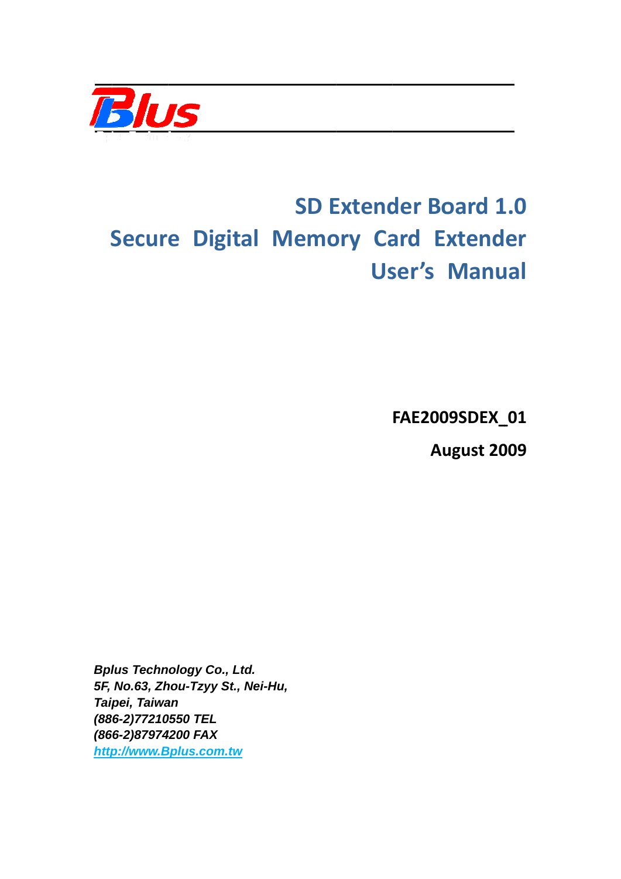Blus

# SD Extender Board 1.0

# Secure Digital Memory Card Extender

# User's Manual

**FAE2009SDEX_01**

**August 2009**

***Bplus Technology Co., Ltd.***
***5F, No.63, Zhou-Tzyy St., Nei-Hu,***
***Taipei, Taiwan***
***(886-2)77210550 TEL***
***(866-2)87974200 FAX***
***http://www.Bplus.com.tw***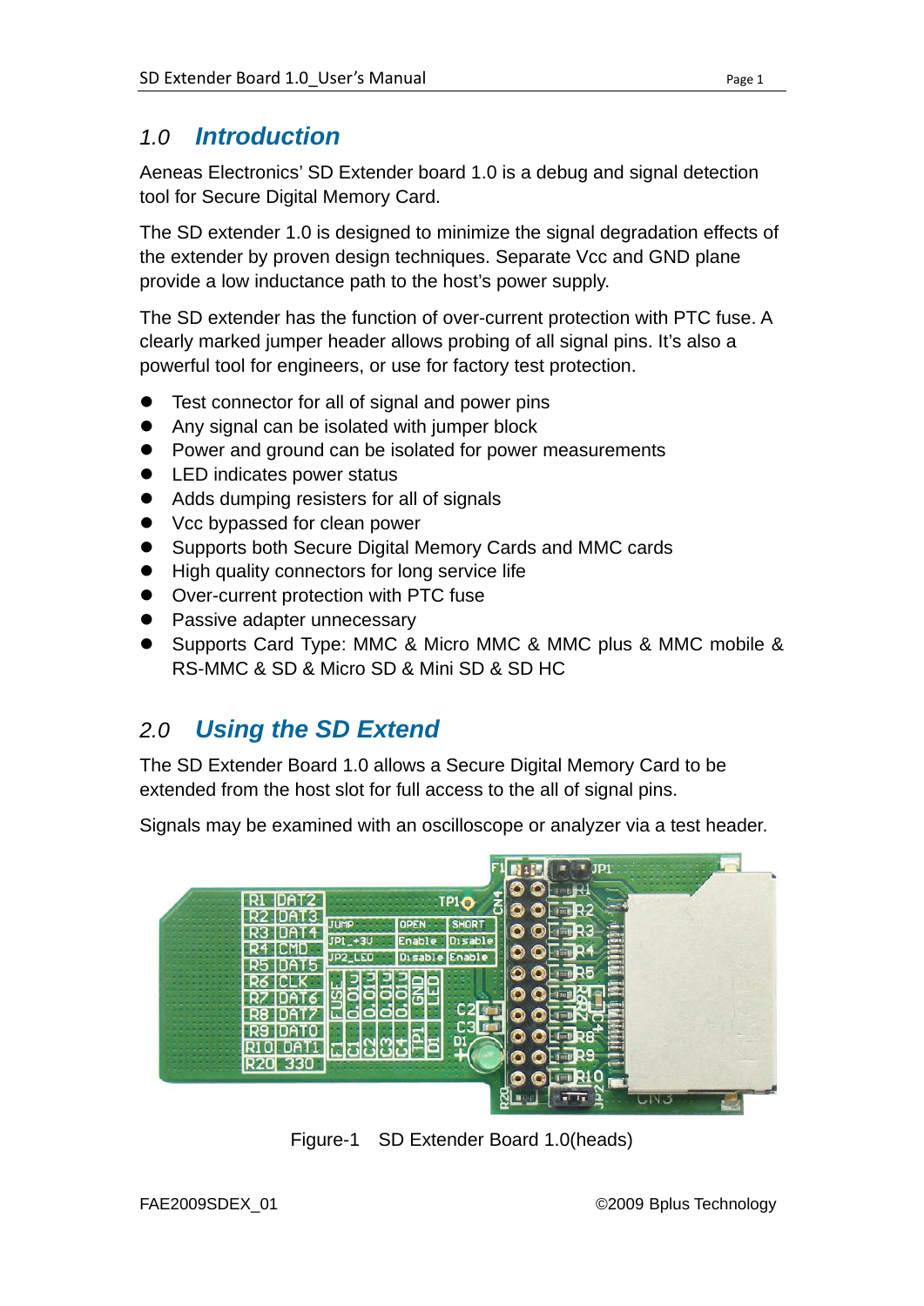## 1.0 Introduction

Aeneas Electronics' SD Extender board 1.0 is a debug and signal detection tool for Secure Digital Memory Card.

The SD extender 1.0 is designed to minimize the signal degradation effects of the extender by proven design techniques. Separate Vcc and GND plane provide a low inductance path to the host's power supply.

The SD extender has the function of over-current protection with PTC fuse. A clearly marked jumper header allows probing of all signal pins. It's also a powerful tool for engineers, or use for factory test protection.

- Test connector for all of signal and power pins
- Any signal can be isolated with jumper block
- Power and ground can be isolated for power measurements
- LED indicates power status
- Adds dumping resisters for all of signals
- Vcc bypassed for clean power
- Supports both Secure Digital Memory Cards and MMC cards
- High quality connectors for long service life
- Over-current protection with PTC fuse
- Passive adapter unnecessary
- Supports Card Type: MMC & Micro MMC & MMC plus & MMC mobile & RS-MMC & SD & Micro SD & Mini SD & SD HC

## 2.0 Using the SD Extend

The SD Extender Board 1.0 allows a Secure Digital Memory Card to be extended from the host slot for full access to the all of signal pins.

Signals may be examined with an oscilloscope or analyzer via a test header.

Figure-1 SD Extender Board 1.0(heads)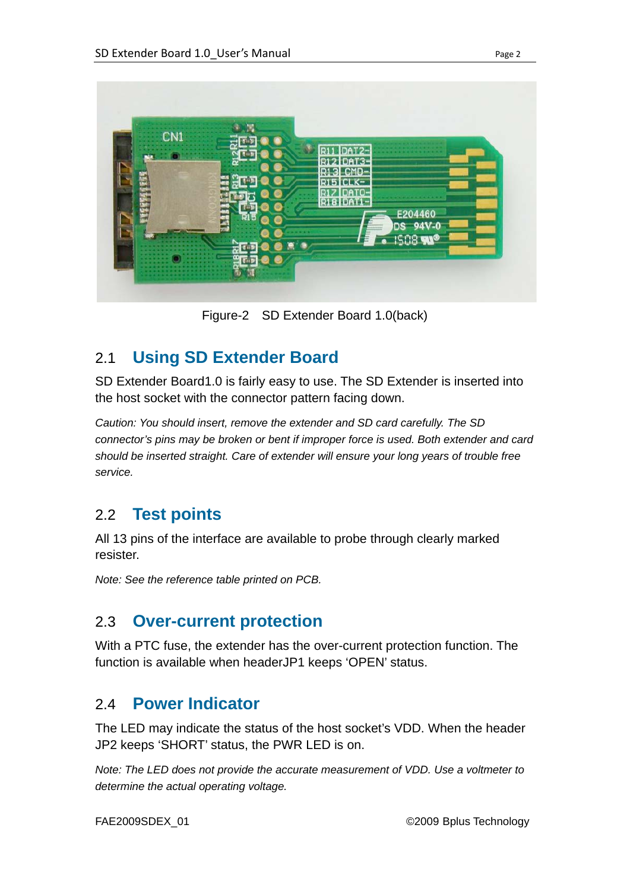Figure-2 SD Extender Board 1.0(back)

## 2.1 Using SD Extender Board

SD Extender Board1.0 is fairly easy to use. The SD Extender is inserted into the host socket with the connector pattern facing down.

*Caution: You should insert, remove the extender and SD card carefully. The SD connector's pins may be broken or bent if improper force is used. Both extender and card should be inserted straight. Care of extender will ensure your long years of trouble free service.*

## 2.2 Test points

All 13 pins of the interface are available to probe through clearly marked resister.

*Note: See the reference table printed on PCB.*

## 2.3 Over-current protection

With a PTC fuse, the extender has the over-current protection function. The function is available when headerJP1 keeps 'OPEN' status.

## 2.4 Power Indicator

The LED may indicate the status of the host socket's VDD. When the header JP2 keeps 'SHORT' status, the PWR LED is on.

*Note: The LED does not provide the accurate measurement of VDD. Use a voltmeter to determine the actual operating voltage.*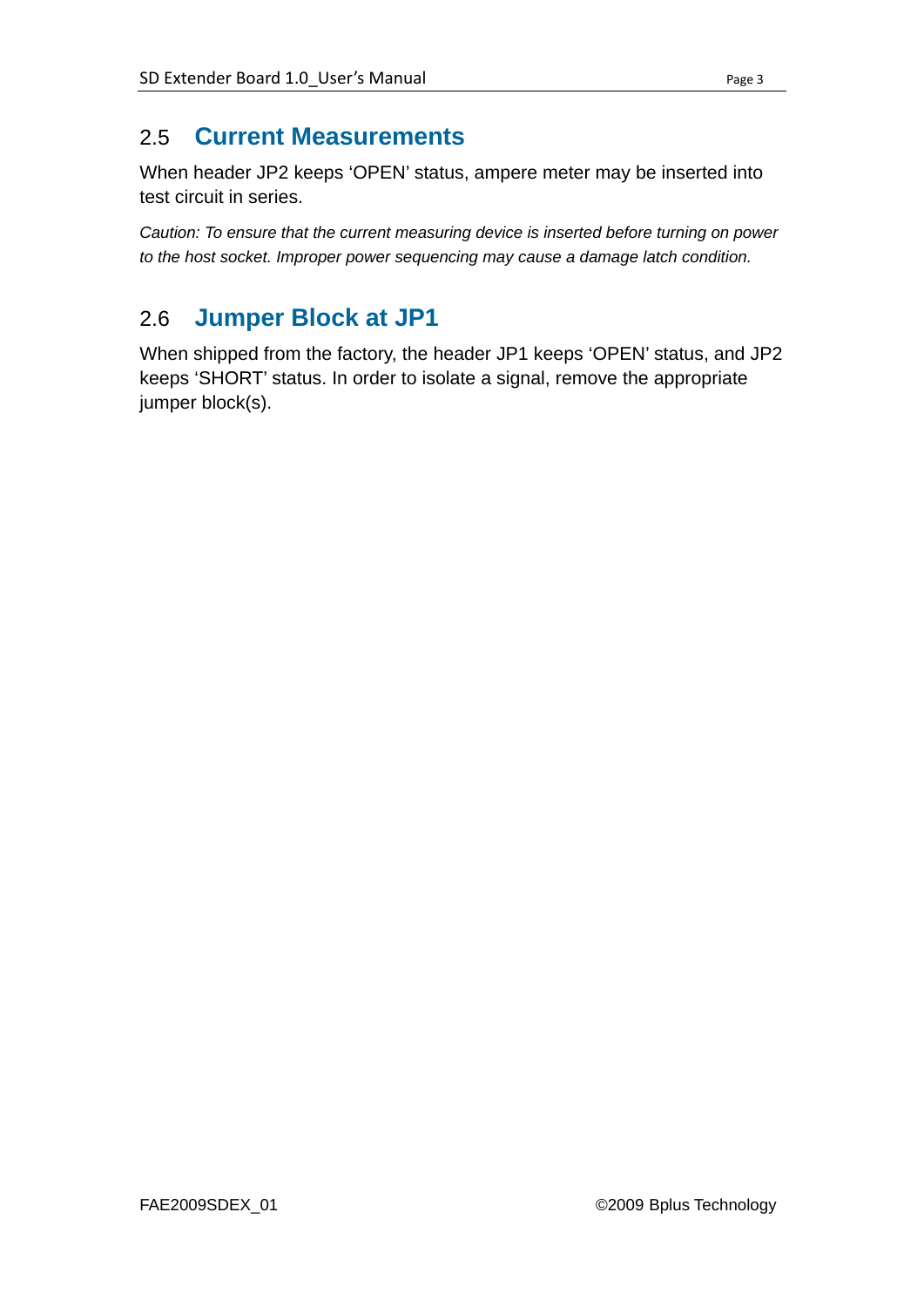## 2.5 Current Measurements

When header JP2 keeps ‘OPEN’ status, ampere meter may be inserted into test circuit in series.

*Caution: To ensure that the current measuring device is inserted before turning on power to the host socket. Improper power sequencing may cause a damage latch condition.*

## 2.6 Jumper Block at JP1

When shipped from the factory, the header JP1 keeps ‘OPEN’ status, and JP2 keeps ‘SHORT’ status. In order to isolate a signal, remove the appropriate jumper block(s).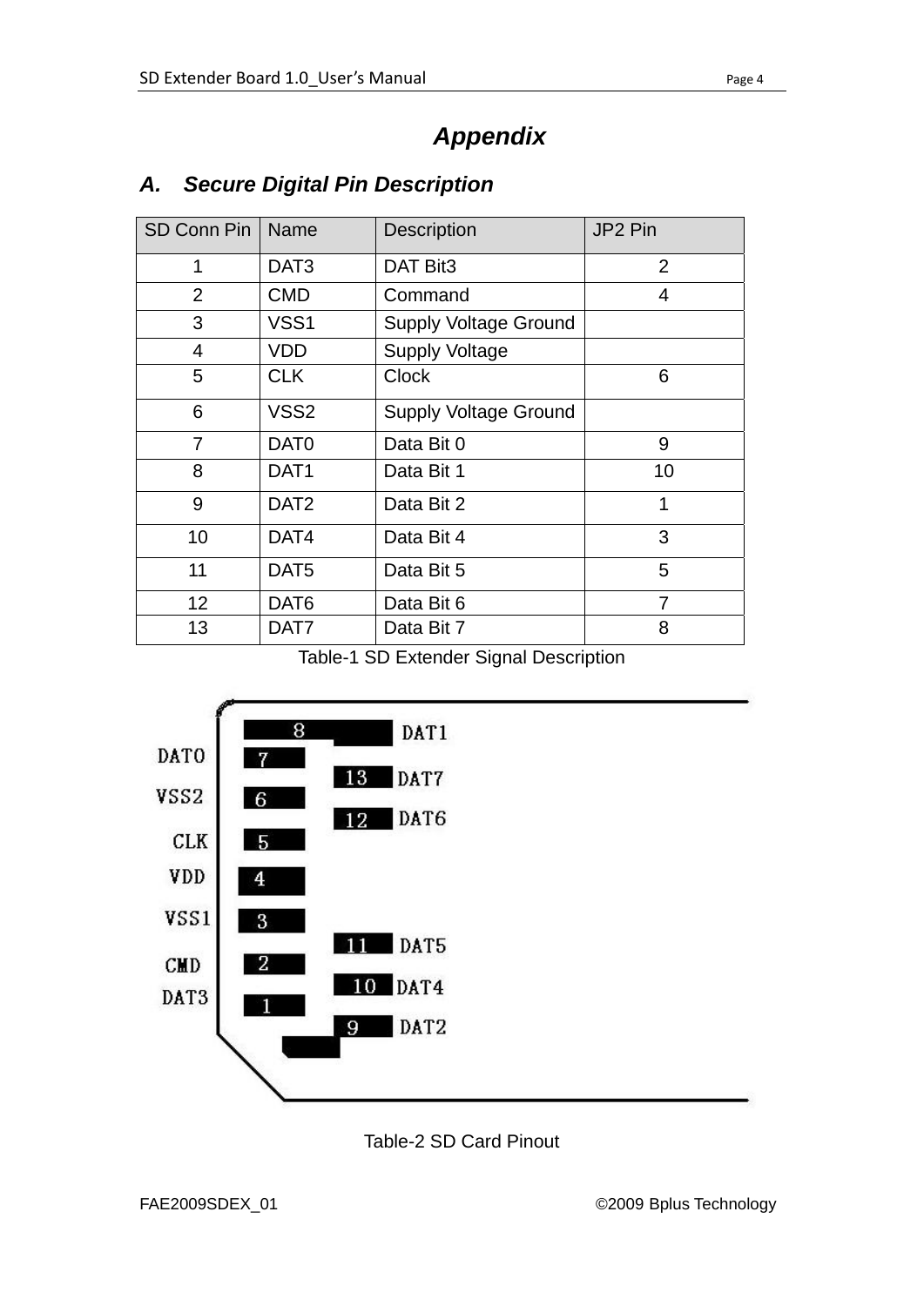# Appendix

## A. Secure Digital Pin Description

| SD Conn Pin | Name | Description | JP2 Pin |
|---|---|---|---|
| 1 | DAT3 | DAT Bit3 | 2 |
| 2 | CMD | Command | 4 |
| 3 | VSS1 | Supply Voltage Ground | |
| 4 | VDD | Supply Voltage | |
| 5 | CLK | Clock | 6 |
| 6 | VSS2 | Supply Voltage Ground | |
| 7 | DAT0 | Data Bit 0 | 9 |
| 8 | DAT1 | Data Bit 1 | 10 |
| 9 | DAT2 | Data Bit 2 | 1 |
| 10 | DAT4 | Data Bit 4 | 3 |
| 11 | DAT5 | Data Bit 5 | 5 |
| 12 | DAT6 | Data Bit 6 | 7 |
| 13 | DAT7 | Data Bit 7 | 8 |

Table-1 SD Extender Signal Description

DAT0 7, VSS2 6, CLK 5, VDD 4, VSS1 3, CMD 2, DAT3 1

8 DAT1, 13 DAT7, 12 DAT6, 11 DAT5, 10 DAT4, 9 DAT2

Table-2 SD Card Pinout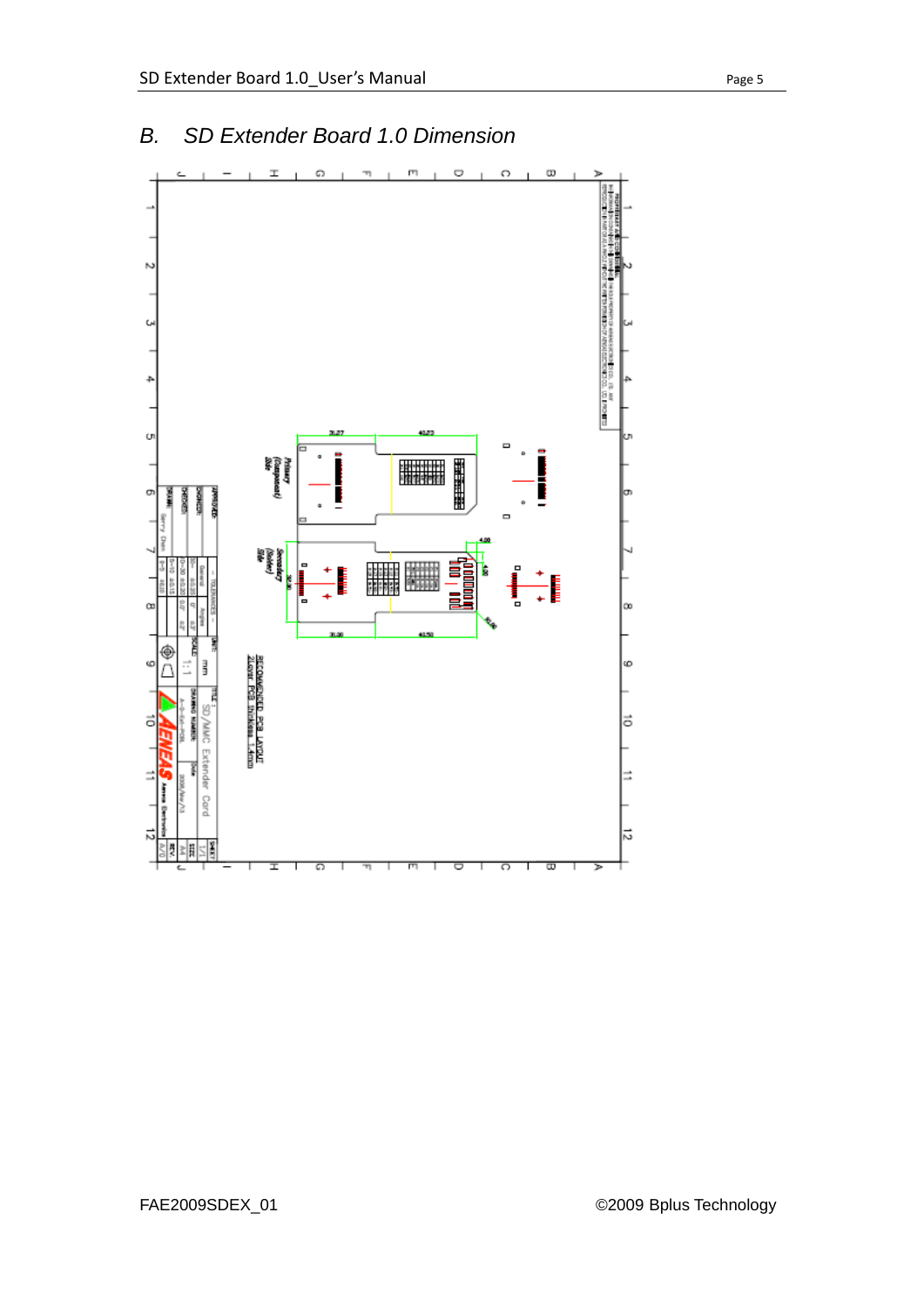## B. SD Extender Board 1.0 Dimension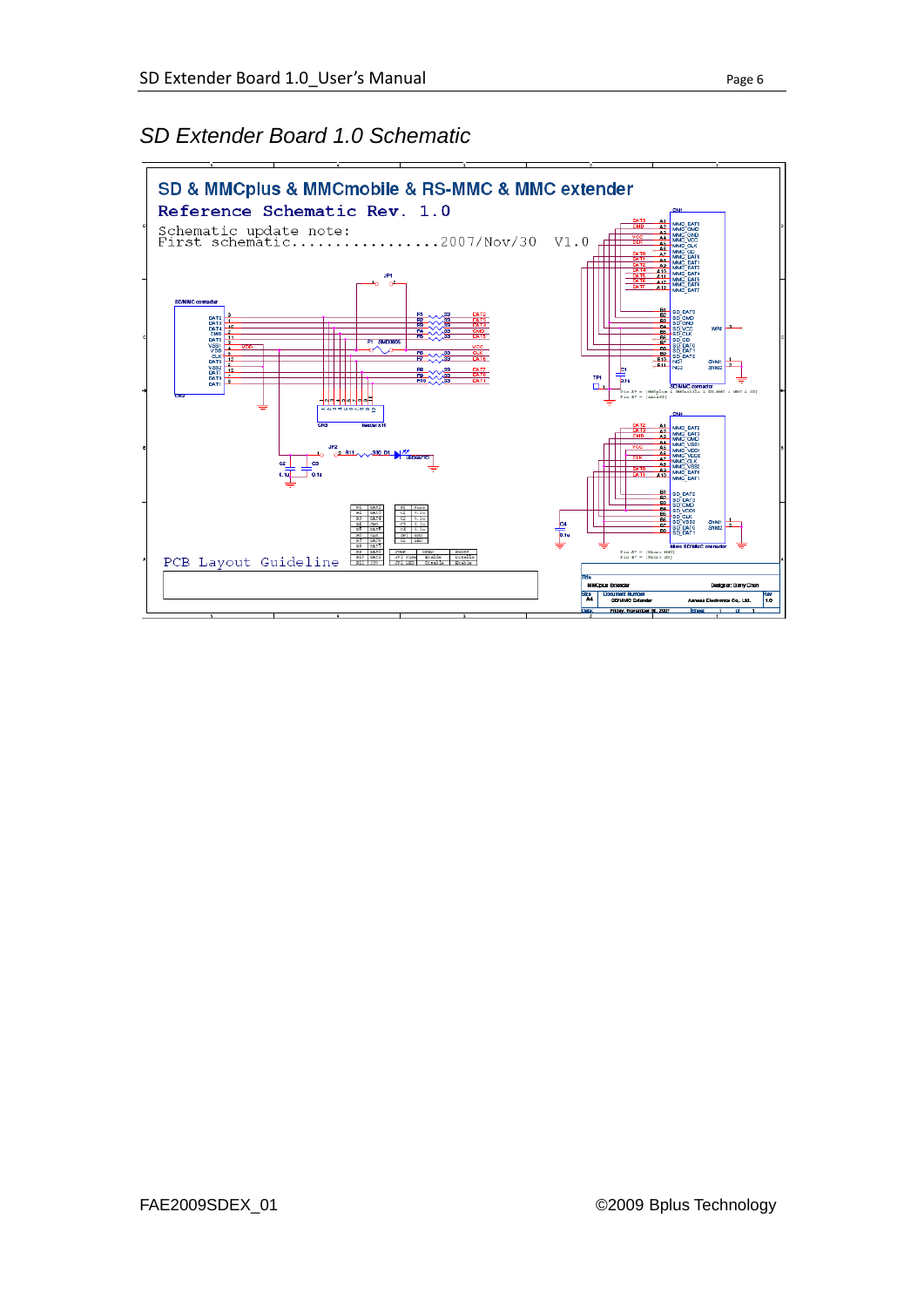## SD Extender Board 1.0 Schematic

SD & MMCplus & MMCmobile & RS-MMC & MMC extender

Reference Schematic Rev. 1.0

Schematic update note:
First schematic.................2007/Nov/30 V1.0

PCB Layout Guideline